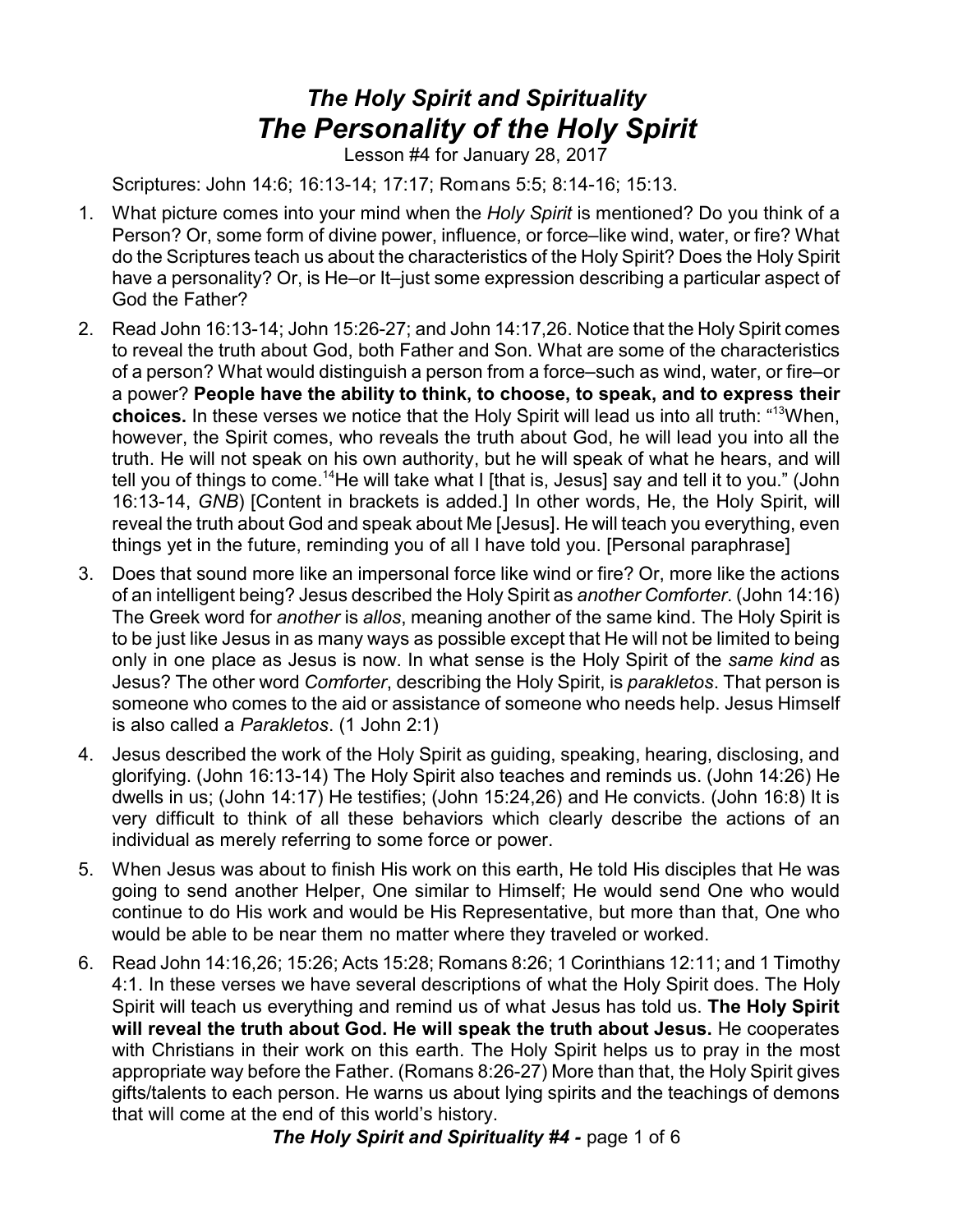# *The Holy Spirit and Spirituality*

# *The Personality of the Holy Spirit*

Lesson #4 for January 28, 2017

Scriptures: John 14:6; 16:13-14; 17:17; Romans 5:5; 8:14-16; 15:13.

1. What picture comes into your mind when the *Holy Spirit* is mentioned? Do you think of a Person? Or, some form of divine power, influence, or force–like wind, water, or fire? What do the Scriptures teach us about the characteristics of the Holy Spirit? Does the Holy Spirit have a personality? Or, is He–or It–just some expression describing a particular aspect of God the Father?

2. Read John 16:13-14; John 15:26-27; and John 14:17,26. Notice that the Holy Spirit comes to reveal the truth about God, both Father and Son. What are some of the characteristics of a person? What would distinguish a person from a force–such as wind, water, or fire–or a power? **People have the ability to think, to choose, to speak, and to express their choices.** In these verses we notice that the Holy Spirit will lead us into all truth: "[13]When, however, the Spirit comes, who reveals the truth about God, he will lead you into all the truth. He will not speak on his own authority, but he will speak of what he hears, and will tell you of things to come.[14]He will take what I [that is, Jesus] say and tell it to you." (John 16:13-14, *GNB*) [Content in brackets is added.] In other words, He, the Holy Spirit, will reveal the truth about God and speak about Me [Jesus]. He will teach you everything, even things yet in the future, reminding you of all I have told you. [Personal paraphrase]

3. Does that sound more like an impersonal force like wind or fire? Or, more like the actions of an intelligent being? Jesus described the Holy Spirit as *another Comforter*. (John 14:16) The Greek word for *another* is *allos*, meaning another of the same kind. The Holy Spirit is to be just like Jesus in as many ways as possible except that He will not be limited to being only in one place as Jesus is now. In what sense is the Holy Spirit of the *same kind* as Jesus? The other word *Comforter*, describing the Holy Spirit, is *parakletos*. That person is someone who comes to the aid or assistance of someone who needs help. Jesus Himself is also called a *Parakletos*. (1 John 2:1)

4. Jesus described the work of the Holy Spirit as guiding, speaking, hearing, disclosing, and glorifying. (John 16:13-14) The Holy Spirit also teaches and reminds us. (John 14:26) He dwells in us; (John 14:17) He testifies; (John 15:24,26) and He convicts. (John 16:8) It is very difficult to think of all these behaviors which clearly describe the actions of an individual as merely referring to some force or power.

5. When Jesus was about to finish His work on this earth, He told His disciples that He was going to send another Helper, One similar to Himself; He would send One who would continue to do His work and would be His Representative, but more than that, One who would be able to be near them no matter where they traveled or worked.

6. Read John 14:16,26; 15:26; Acts 15:28; Romans 8:26; 1 Corinthians 12:11; and 1 Timothy 4:1. In these verses we have several descriptions of what the Holy Spirit does. The Holy Spirit will teach us everything and remind us of what Jesus has told us. **The Holy Spirit will reveal the truth about God. He will speak the truth about Jesus.** He cooperates with Christians in their work on this earth. The Holy Spirit helps us to pray in the most appropriate way before the Father. (Romans 8:26-27) More than that, the Holy Spirit gives gifts/talents to each person. He warns us about lying spirits and the teachings of demons that will come at the end of this world's history.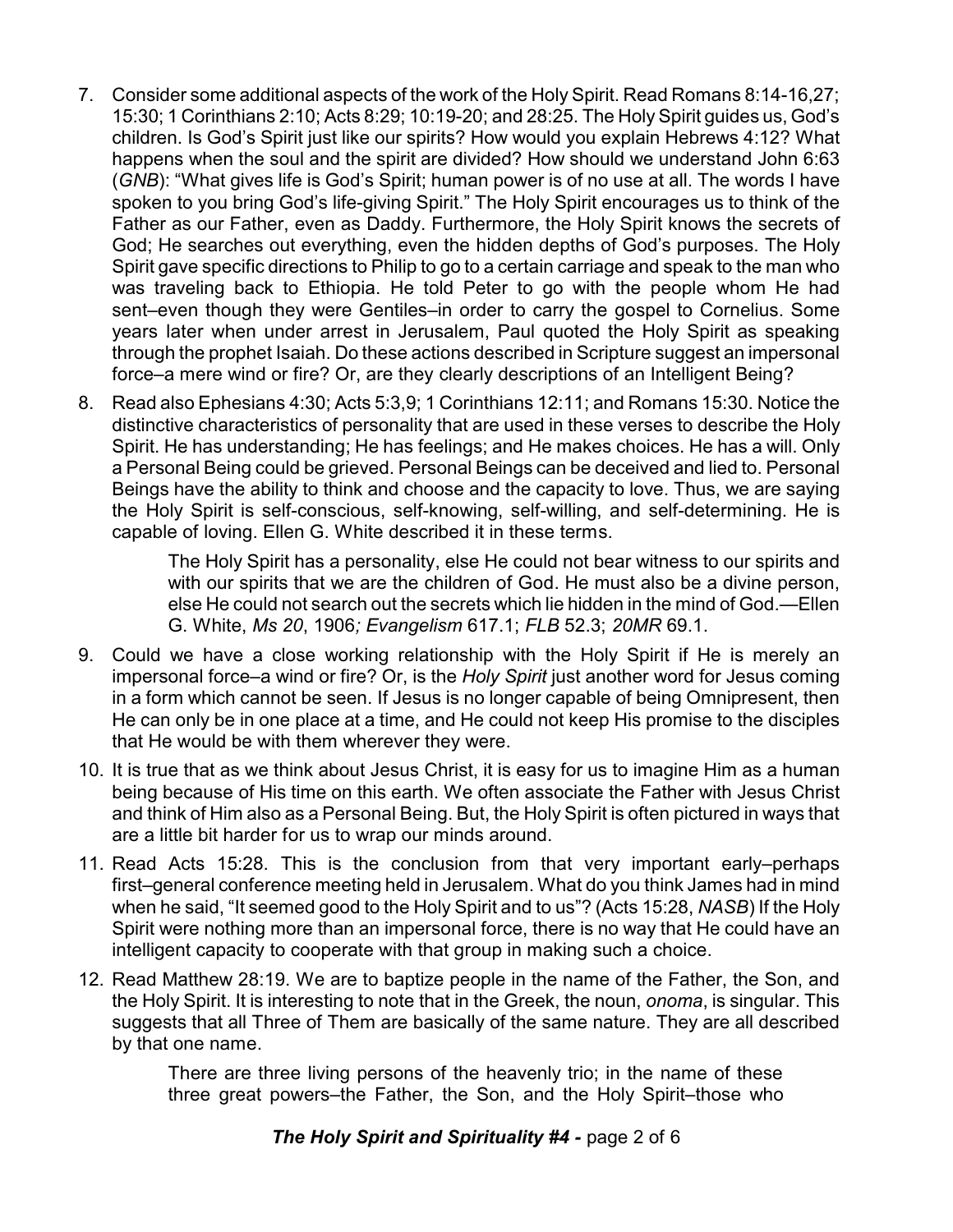7. Consider some additional aspects of the work of the Holy Spirit. Read Romans 8:14-16,27; 15:30; 1 Corinthians 2:10; Acts 8:29; 10:19-20; and 28:25. The Holy Spirit guides us, God's children. Is God's Spirit just like our spirits? How would you explain Hebrews 4:12? What happens when the soul and the spirit are divided? How should we understand John 6:63 (*GNB*): "What gives life is God's Spirit; human power is of no use at all. The words I have spoken to you bring God's life-giving Spirit." The Holy Spirit encourages us to think of the Father as our Father, even as Daddy. Furthermore, the Holy Spirit knows the secrets of God; He searches out everything, even the hidden depths of God's purposes. The Holy Spirit gave specific directions to Philip to go to a certain carriage and speak to the man who was traveling back to Ethiopia. He told Peter to go with the people whom He had sent–even though they were Gentiles–in order to carry the gospel to Cornelius. Some years later when under arrest in Jerusalem, Paul quoted the Holy Spirit as speaking through the prophet Isaiah. Do these actions described in Scripture suggest an impersonal force–a mere wind or fire? Or, are they clearly descriptions of an Intelligent Being?

8. Read also Ephesians 4:30; Acts 5:3,9; 1 Corinthians 12:11; and Romans 15:30. Notice the distinctive characteristics of personality that are used in these verses to describe the Holy Spirit. He has understanding; He has feelings; and He makes choices. He has a will. Only a Personal Being could be grieved. Personal Beings can be deceived and lied to. Personal Beings have the ability to think and choose and the capacity to love. Thus, we are saying the Holy Spirit is self-conscious, self-knowing, self-willing, and self-determining. He is capable of loving. Ellen G. White described it in these terms.

   > The Holy Spirit has a personality, else He could not bear witness to our spirits and with our spirits that we are the children of God. He must also be a divine person, else He could not search out the secrets which lie hidden in the mind of God.—Ellen G. White, *Ms 20*, 1906*; Evangelism* 617.1; *FLB* 52.3; *20MR* 69.1.

9. Could we have a close working relationship with the Holy Spirit if He is merely an impersonal force–a wind or fire? Or, is the *Holy Spirit* just another word for Jesus coming in a form which cannot be seen. If Jesus is no longer capable of being Omnipresent, then He can only be in one place at a time, and He could not keep His promise to the disciples that He would be with them wherever they were.

10. It is true that as we think about Jesus Christ, it is easy for us to imagine Him as a human being because of His time on this earth. We often associate the Father with Jesus Christ and think of Him also as a Personal Being. But, the Holy Spirit is often pictured in ways that are a little bit harder for us to wrap our minds around.

11. Read Acts 15:28. This is the conclusion from that very important early–perhaps first–general conference meeting held in Jerusalem. What do you think James had in mind when he said, "It seemed good to the Holy Spirit and to us"? (Acts 15:28, *NASB*) If the Holy Spirit were nothing more than an impersonal force, there is no way that He could have an intelligent capacity to cooperate with that group in making such a choice.

12. Read Matthew 28:19. We are to baptize people in the name of the Father, the Son, and the Holy Spirit. It is interesting to note that in the Greek, the noun, *onoma*, is singular. This suggests that all Three of Them are basically of the same nature. They are all described by that one name.

   > There are three living persons of the heavenly trio; in the name of these three great powers–the Father, the Son, and the Holy Spirit–those who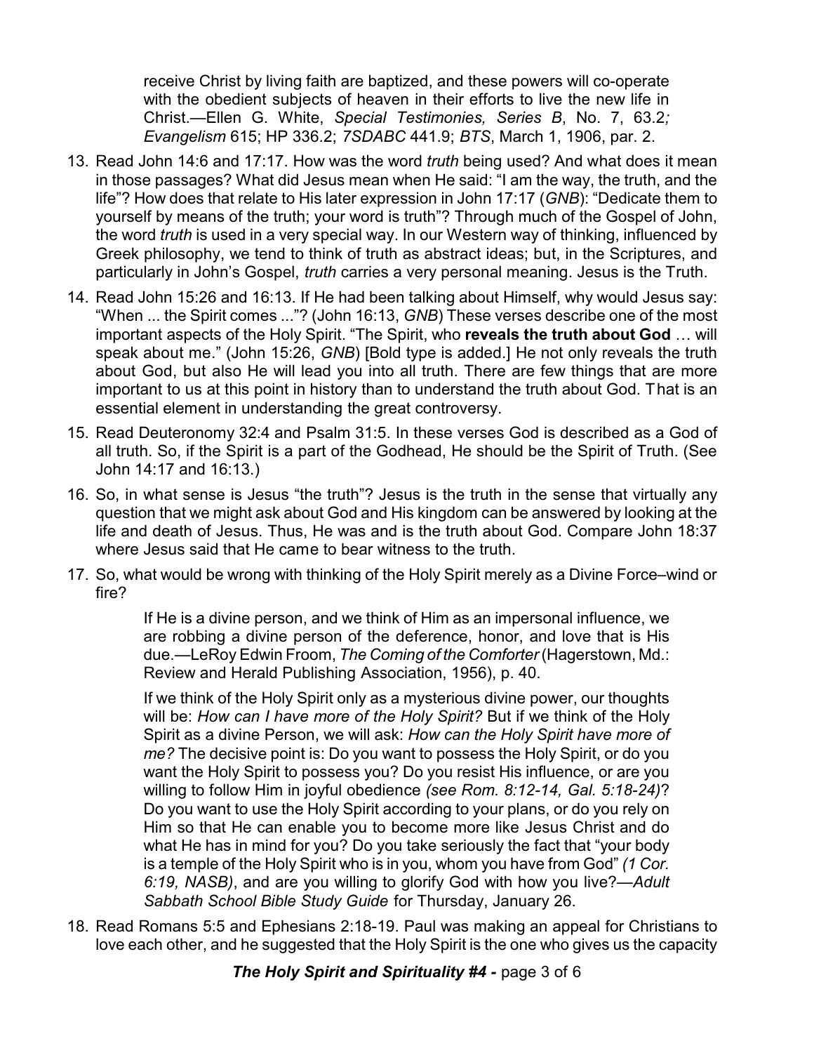receive Christ by living faith are baptized, and these powers will co-operate with the obedient subjects of heaven in their efforts to live the new life in Christ.—Ellen G. White, *Special Testimonies, Series B*, No. 7, 63.2*; Evangelism* 615; HP 336.2; *7SDABC* 441.9; *BTS*, March 1, 1906, par. 2.

13. Read John 14:6 and 17:17. How was the word *truth* being used? And what does it mean in those passages? What did Jesus mean when He said: "I am the way, the truth, and the life"? How does that relate to His later expression in John 17:17 (*GNB*): "Dedicate them to yourself by means of the truth; your word is truth"? Through much of the Gospel of John, the word *truth* is used in a very special way. In our Western way of thinking, influenced by Greek philosophy, we tend to think of truth as abstract ideas; but, in the Scriptures, and particularly in John's Gospel, *truth* carries a very personal meaning. Jesus is the Truth.
14. Read John 15:26 and 16:13. If He had been talking about Himself, why would Jesus say: "When ... the Spirit comes ..."? (John 16:13, *GNB*) These verses describe one of the most important aspects of the Holy Spirit. "The Spirit, who **reveals the truth about God** … will speak about me." (John 15:26, *GNB*) [Bold type is added.] He not only reveals the truth about God, but also He will lead you into all truth. There are few things that are more important to us at this point in history than to understand the truth about God. That is an essential element in understanding the great controversy.
15. Read Deuteronomy 32:4 and Psalm 31:5. In these verses God is described as a God of all truth. So, if the Spirit is a part of the Godhead, He should be the Spirit of Truth. (See John 14:17 and 16:13.)
16. So, in what sense is Jesus "the truth"? Jesus is the truth in the sense that virtually any question that we might ask about God and His kingdom can be answered by looking at the life and death of Jesus. Thus, He was and is the truth about God. Compare John 18:37 where Jesus said that He came to bear witness to the truth.
17. So, what would be wrong with thinking of the Holy Spirit merely as a Divine Force–wind or fire?

    If He is a divine person, and we think of Him as an impersonal influence, we are robbing a divine person of the deference, honor, and love that is His due.—LeRoy Edwin Froom, *The Coming of the Comforter* (Hagerstown, Md.: Review and Herald Publishing Association, 1956), p. 40.

    If we think of the Holy Spirit only as a mysterious divine power, our thoughts will be: *How can I have more of the Holy Spirit?* But if we think of the Holy Spirit as a divine Person, we will ask: *How can the Holy Spirit have more of me?* The decisive point is: Do you want to possess the Holy Spirit, or do you want the Holy Spirit to possess you? Do you resist His influence, or are you willing to follow Him in joyful obedience *(see Rom. 8:12-14, Gal. 5:18-24)*? Do you want to use the Holy Spirit according to your plans, or do you rely on Him so that He can enable you to become more like Jesus Christ and do what He has in mind for you? Do you take seriously the fact that "your body is a temple of the Holy Spirit who is in you, whom you have from God" *(1 Cor. 6:19, NASB)*, and are you willing to glorify God with how you live?—*Adult Sabbath School Bible Study Guide* for Thursday, January 26.

18. Read Romans 5:5 and Ephesians 2:18-19. Paul was making an appeal for Christians to love each other, and he suggested that the Holy Spirit is the one who gives us the capacity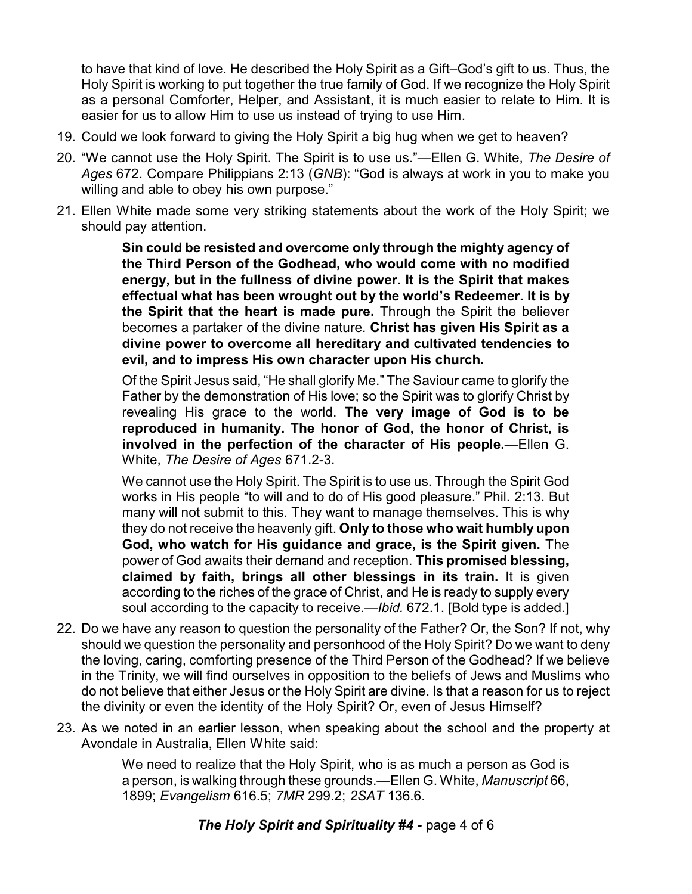to have that kind of love. He described the Holy Spirit as a Gift–God's gift to us. Thus, the Holy Spirit is working to put together the true family of God. If we recognize the Holy Spirit as a personal Comforter, Helper, and Assistant, it is much easier to relate to Him. It is easier for us to allow Him to use us instead of trying to use Him.

19. Could we look forward to giving the Holy Spirit a big hug when we get to heaven?

20. "We cannot use the Holy Spirit. The Spirit is to use us."—Ellen G. White, *The Desire of Ages* 672. Compare Philippians 2:13 (*GNB*): "God is always at work in you to make you willing and able to obey his own purpose."

21. Ellen White made some very striking statements about the work of the Holy Spirit; we should pay attention.

    > **Sin could be resisted and overcome only through the mighty agency of the Third Person of the Godhead, who would come with no modified energy, but in the fullness of divine power. It is the Spirit that makes effectual what has been wrought out by the world's Redeemer. It is by the Spirit that the heart is made pure.** Through the Spirit the believer becomes a partaker of the divine nature. **Christ has given His Spirit as a divine power to overcome all hereditary and cultivated tendencies to evil, and to impress His own character upon His church.**
    >
    > Of the Spirit Jesus said, "He shall glorify Me." The Saviour came to glorify the Father by the demonstration of His love; so the Spirit was to glorify Christ by revealing His grace to the world. **The very image of God is to be reproduced in humanity. The honor of God, the honor of Christ, is involved in the perfection of the character of His people.**—Ellen G. White, *The Desire of Ages* 671.2-3.
    >
    > We cannot use the Holy Spirit. The Spirit is to use us. Through the Spirit God works in His people "to will and to do of His good pleasure." Phil. 2:13. But many will not submit to this. They want to manage themselves. This is why they do not receive the heavenly gift. **Only to those who wait humbly upon God, who watch for His guidance and grace, is the Spirit given.** The power of God awaits their demand and reception. **This promised blessing, claimed by faith, brings all other blessings in its train.** It is given according to the riches of the grace of Christ, and He is ready to supply every soul according to the capacity to receive.—*Ibid.* 672.1. [Bold type is added.]

22. Do we have any reason to question the personality of the Father? Or, the Son? If not, why should we question the personality and personhood of the Holy Spirit? Do we want to deny the loving, caring, comforting presence of the Third Person of the Godhead? If we believe in the Trinity, we will find ourselves in opposition to the beliefs of Jews and Muslims who do not believe that either Jesus or the Holy Spirit are divine. Is that a reason for us to reject the divinity or even the identity of the Holy Spirit? Or, even of Jesus Himself?

23. As we noted in an earlier lesson, when speaking about the school and the property at Avondale in Australia, Ellen White said:

    > We need to realize that the Holy Spirit, who is as much a person as God is a person, is walking through these grounds.—Ellen G. White, *Manuscript* 66, 1899; *Evangelism* 616.5; *7MR* 299.2; *2SAT* 136.6.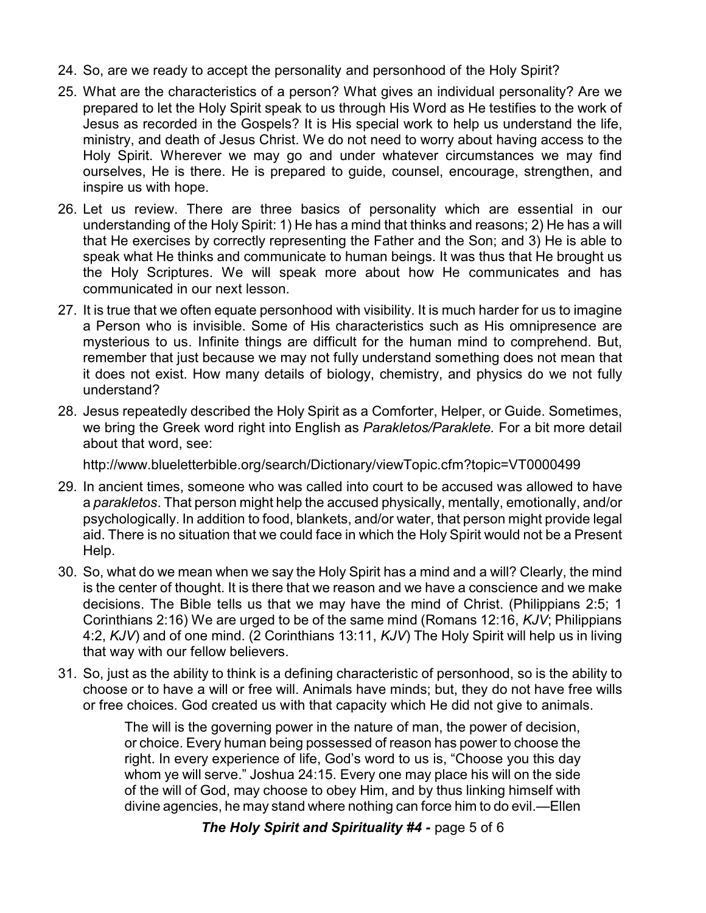24. So, are we ready to accept the personality and personhood of the Holy Spirit?

25. What are the characteristics of a person? What gives an individual personality? Are we prepared to let the Holy Spirit speak to us through His Word as He testifies to the work of Jesus as recorded in the Gospels? It is His special work to help us understand the life, ministry, and death of Jesus Christ. We do not need to worry about having access to the Holy Spirit. Wherever we may go and under whatever circumstances we may find ourselves, He is there. He is prepared to guide, counsel, encourage, strengthen, and inspire us with hope.

26. Let us review. There are three basics of personality which are essential in our understanding of the Holy Spirit: 1) He has a mind that thinks and reasons; 2) He has a will that He exercises by correctly representing the Father and the Son; and 3) He is able to speak what He thinks and communicate to human beings. It was thus that He brought us the Holy Scriptures. We will speak more about how He communicates and has communicated in our next lesson.

27. It is true that we often equate personhood with visibility. It is much harder for us to imagine a Person who is invisible. Some of His characteristics such as His omnipresence are mysterious to us. Infinite things are difficult for the human mind to comprehend. But, remember that just because we may not fully understand something does not mean that it does not exist. How many details of biology, chemistry, and physics do we not fully understand?

28. Jesus repeatedly described the Holy Spirit as a Comforter, Helper, or Guide. Sometimes, we bring the Greek word right into English as *Parakletos/Paraklete.* For a bit more detail about that word, see:

    http://www.blueletterbible.org/search/Dictionary/viewTopic.cfm?topic=VT0000499

29. In ancient times, someone who was called into court to be accused was allowed to have a *parakletos*. That person might help the accused physically, mentally, emotionally, and/or psychologically. In addition to food, blankets, and/or water, that person might provide legal aid. There is no situation that we could face in which the Holy Spirit would not be a Present Help.

30. So, what do we mean when we say the Holy Spirit has a mind and a will? Clearly, the mind is the center of thought. It is there that we reason and we have a conscience and we make decisions. The Bible tells us that we may have the mind of Christ. (Philippians 2:5; 1 Corinthians 2:16) We are urged to be of the same mind (Romans 12:16, *KJV*; Philippians 4:2, *KJV*) and of one mind. (2 Corinthians 13:11, *KJV*) The Holy Spirit will help us in living that way with our fellow believers.

31. So, just as the ability to think is a defining characteristic of personhood, so is the ability to choose or to have a will or free will. Animals have minds; but, they do not have free wills or free choices. God created us with that capacity which He did not give to animals.

    > The will is the governing power in the nature of man, the power of decision, or choice. Every human being possessed of reason has power to choose the right. In every experience of life, God's word to us is, "Choose you this day whom ye will serve." Joshua 24:15. Every one may place his will on the side of the will of God, may choose to obey Him, and by thus linking himself with divine agencies, he may stand where nothing can force him to do evil.—Ellen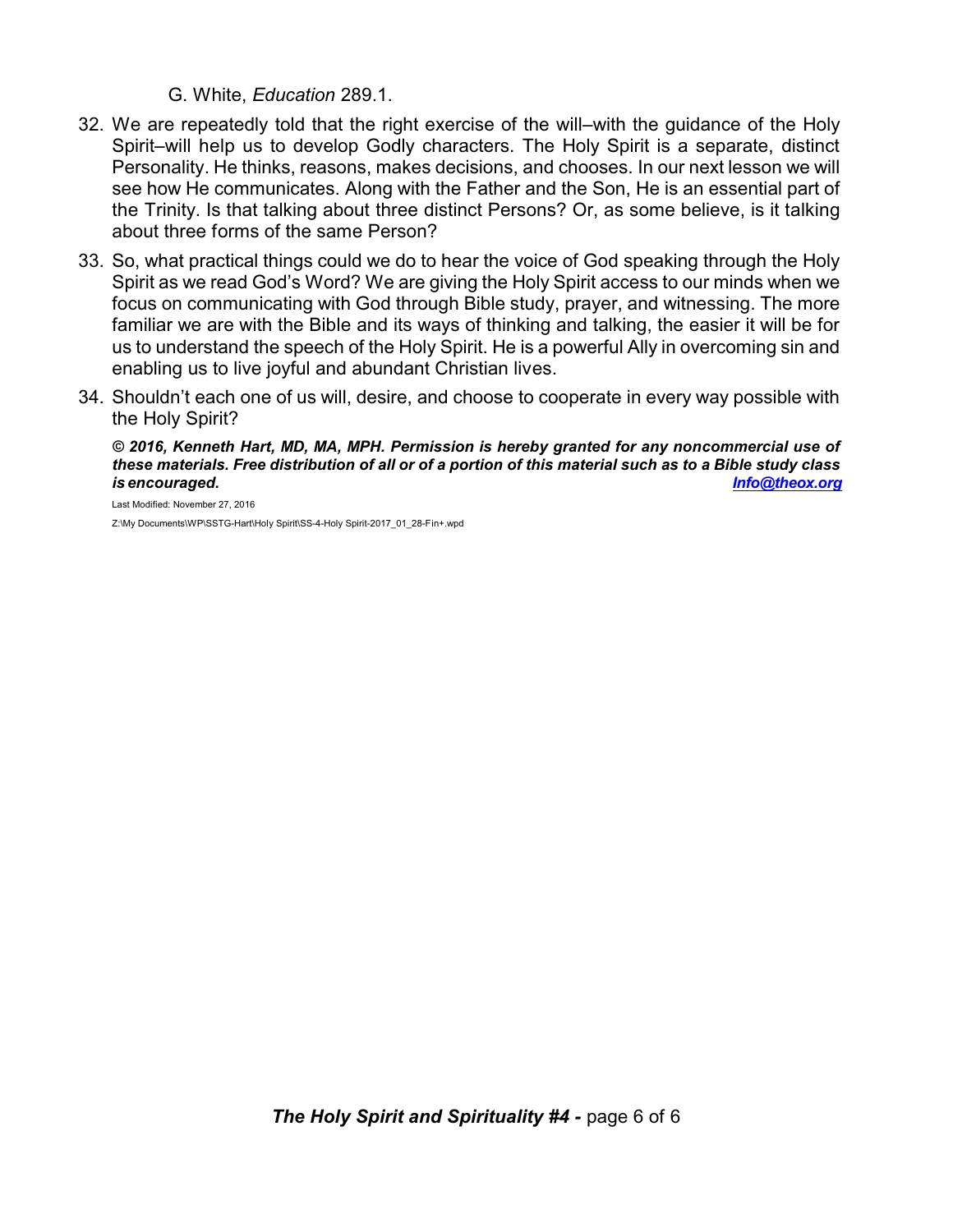G. White, *Education* 289.1.

32. We are repeatedly told that the right exercise of the will–with the guidance of the Holy Spirit–will help us to develop Godly characters. The Holy Spirit is a separate, distinct Personality. He thinks, reasons, makes decisions, and chooses. In our next lesson we will see how He communicates. Along with the Father and the Son, He is an essential part of the Trinity. Is that talking about three distinct Persons? Or, as some believe, is it talking about three forms of the same Person?
33. So, what practical things could we do to hear the voice of God speaking through the Holy Spirit as we read God's Word? We are giving the Holy Spirit access to our minds when we focus on communicating with God through Bible study, prayer, and witnessing. The more familiar we are with the Bible and its ways of thinking and talking, the easier it will be for us to understand the speech of the Holy Spirit. He is a powerful Ally in overcoming sin and enabling us to live joyful and abundant Christian lives.
34. Shouldn't each one of us will, desire, and choose to cooperate in every way possible with the Holy Spirit?

***© 2016, Kenneth Hart, MD, MA, MPH. Permission is hereby granted for any noncommercial use of these materials. Free distribution of all or of a portion of this material such as to a Bible study class is encouraged.*** ***Info@theox.org***

Last Modified: November 27, 2016

Z:\My Documents\WP\SSTG-Hart\Holy Spirit\SS-4-Holy Spirit-2017_01_28-Fin+.wpd